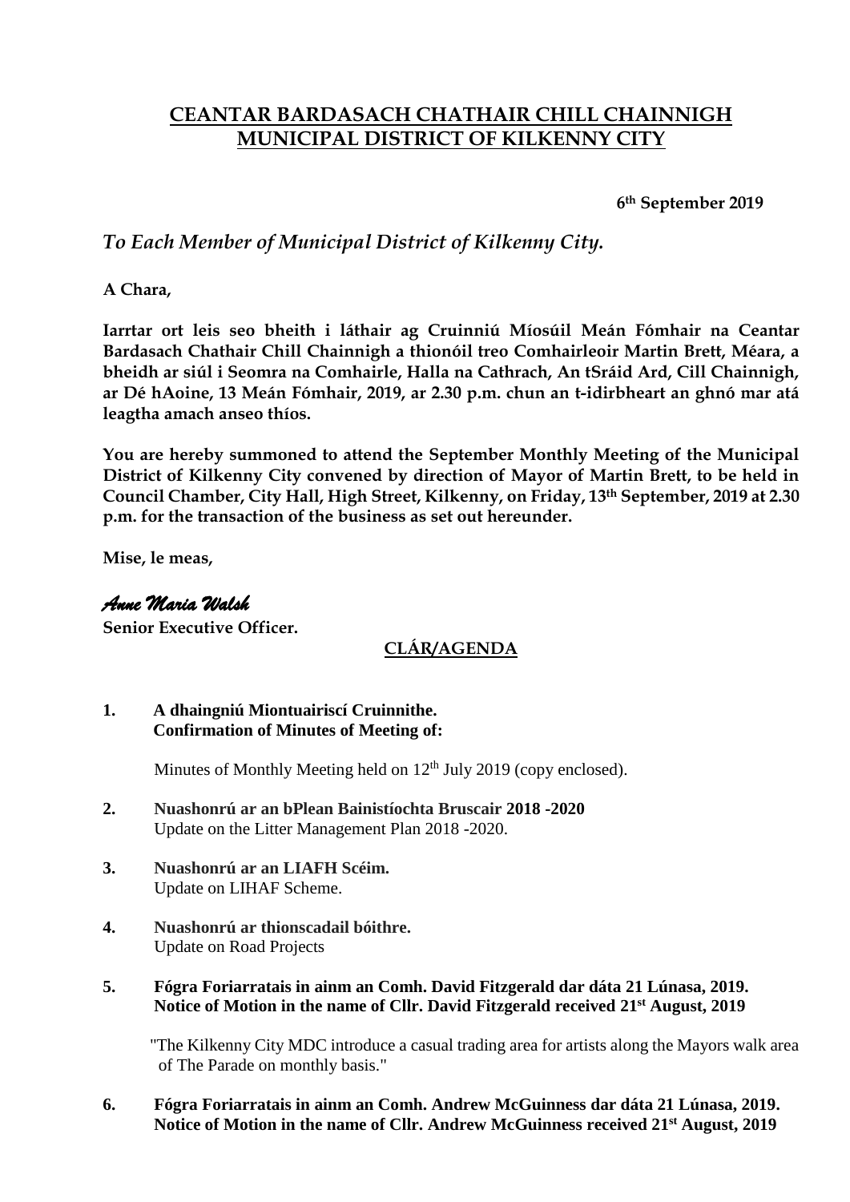# CEANTAR BARDASACH CHATHAIR CHILL CHAINNIGH
# MUNICIPAL DISTRICT OF KILKENNY CITY

**6th September 2019**

*To Each Member of Municipal District of Kilkenny City.*

**A Chara,**

**Iarrtar ort leis seo bheith i láthair ag Cruinniú Míosúil Meán Fómhair na Ceantar Bardasach Chathair Chill Chainnigh a thionóil treo Comhairleoir Martin Brett, Méara, a bheidh ar siúl i Seomra na Comhairle, Halla na Cathrach, An tSráid Ard, Cill Chainnigh, ar Dé hAoine, 13 Meán Fómhair, 2019, ar 2.30 p.m. chun an t-idirbheart an ghnó mar atá leagtha amach anseo thíos.**

**You are hereby summoned to attend the September Monthly Meeting of the Municipal District of Kilkenny City convened by direction of Mayor of Martin Brett, to be held in Council Chamber, City Hall, High Street, Kilkenny, on Friday, 13th September, 2019 at 2.30 p.m. for the transaction of the business as set out hereunder.**

**Mise, le meas,**

*Anne Maria Walsh*

**Senior Executive Officer.**

## CLÁR/AGENDA

1. **A dhaingniú Miontuairiscí Cruinnithe.**
   **Confirmation of Minutes of Meeting of:**

   Minutes of Monthly Meeting held on 12th July 2019 (copy enclosed).

2. **Nuashonrú ar an bPlean Bainistíochta Bruscair 2018 -2020**
   Update on the Litter Management Plan 2018 -2020.

3. **Nuashonrú ar an LIAFH Scéim.**
   Update on LIHAF Scheme.

4. **Nuashonrú ar thionscadail bóithre.**
   Update on Road Projects

5. **Fógra Foriarratais in ainm an Comh. David Fitzgerald dar dáta 21 Lúnasa, 2019.**
   **Notice of Motion in the name of Cllr. David Fitzgerald received 21st August, 2019**

   "The Kilkenny City MDC introduce a casual trading area for artists along the Mayors walk area of The Parade on monthly basis."

6. **Fógra Foriarratais in ainm an Comh. Andrew McGuinness dar dáta 21 Lúnasa, 2019.**
   **Notice of Motion in the name of Cllr. Andrew McGuinness received 21st August, 2019**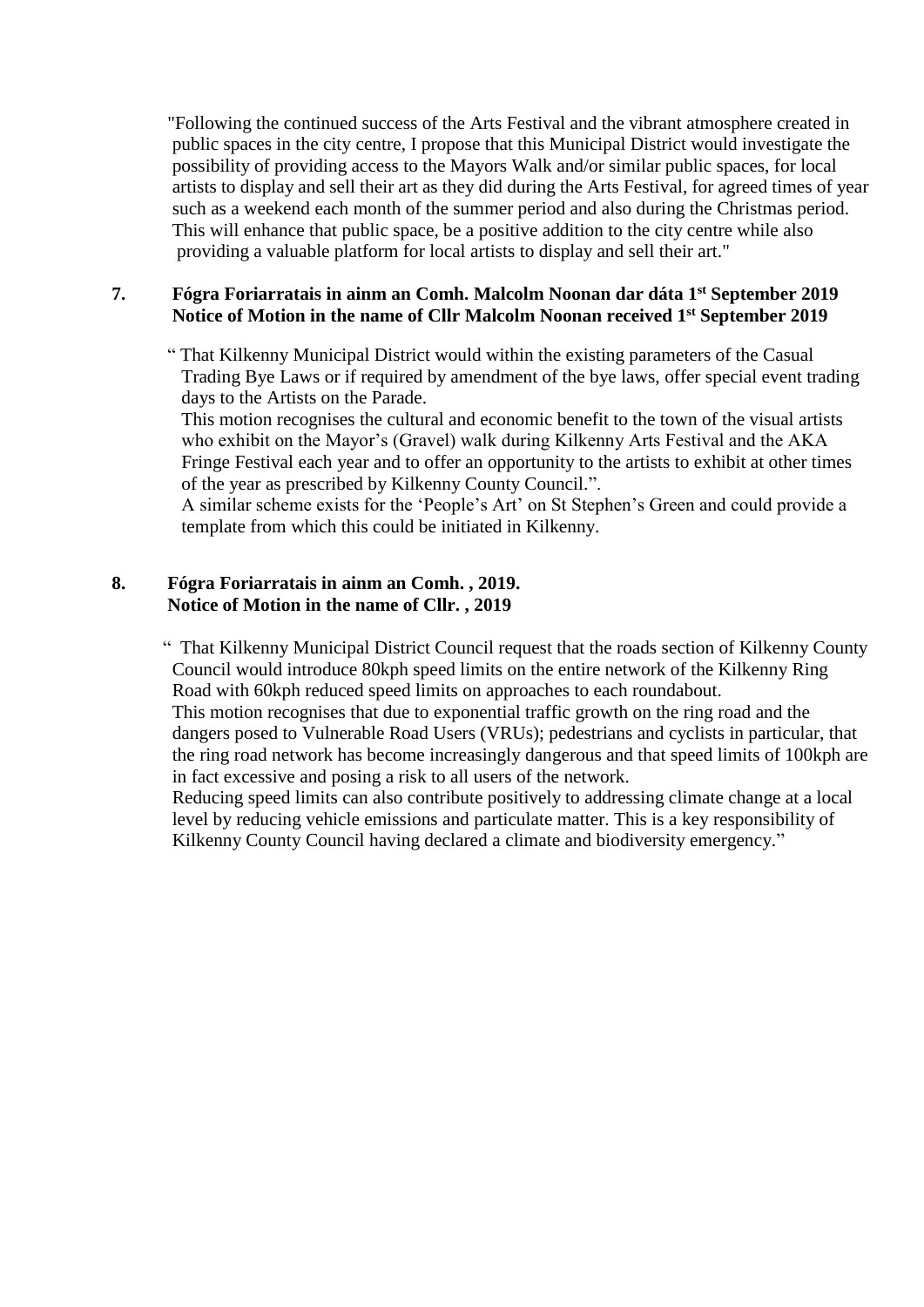"Following the continued success of the Arts Festival and the vibrant atmosphere created in public spaces in the city centre, I propose that this Municipal District would investigate the possibility of providing access to the Mayors Walk and/or similar public spaces, for local artists to display and sell their art as they did during the Arts Festival, for agreed times of year such as a weekend each month of the summer period and also during the Christmas period. This will enhance that public space, be a positive addition to the city centre while also providing a valuable platform for local artists to display and sell their art."

**7. Fógra Foriarratais in ainm an Comh. Malcolm Noonan dar dáta 1st September 2019**
**Notice of Motion in the name of Cllr Malcolm Noonan received 1st September 2019**

" That Kilkenny Municipal District would within the existing parameters of the Casual Trading Bye Laws or if required by amendment of the bye laws, offer special event trading days to the Artists on the Parade.

This motion recognises the cultural and economic benefit to the town of the visual artists who exhibit on the Mayor's (Gravel) walk during Kilkenny Arts Festival and the AKA Fringe Festival each year and to offer an opportunity to the artists to exhibit at other times of the year as prescribed by Kilkenny County Council.".

A similar scheme exists for the 'People's Art' on St Stephen's Green and could provide a template from which this could be initiated in Kilkenny.

**8. Fógra Foriarratais in ainm an Comh. , 2019.**
**Notice of Motion in the name of Cllr. , 2019**

" That Kilkenny Municipal District Council request that the roads section of Kilkenny County Council would introduce 80kph speed limits on the entire network of the Kilkenny Ring Road with 60kph reduced speed limits on approaches to each roundabout.

This motion recognises that due to exponential traffic growth on the ring road and the dangers posed to Vulnerable Road Users (VRUs); pedestrians and cyclists in particular, that the ring road network has become increasingly dangerous and that speed limits of 100kph are in fact excessive and posing a risk to all users of the network.

Reducing speed limits can also contribute positively to addressing climate change at a local level by reducing vehicle emissions and particulate matter. This is a key responsibility of Kilkenny County Council having declared a climate and biodiversity emergency."